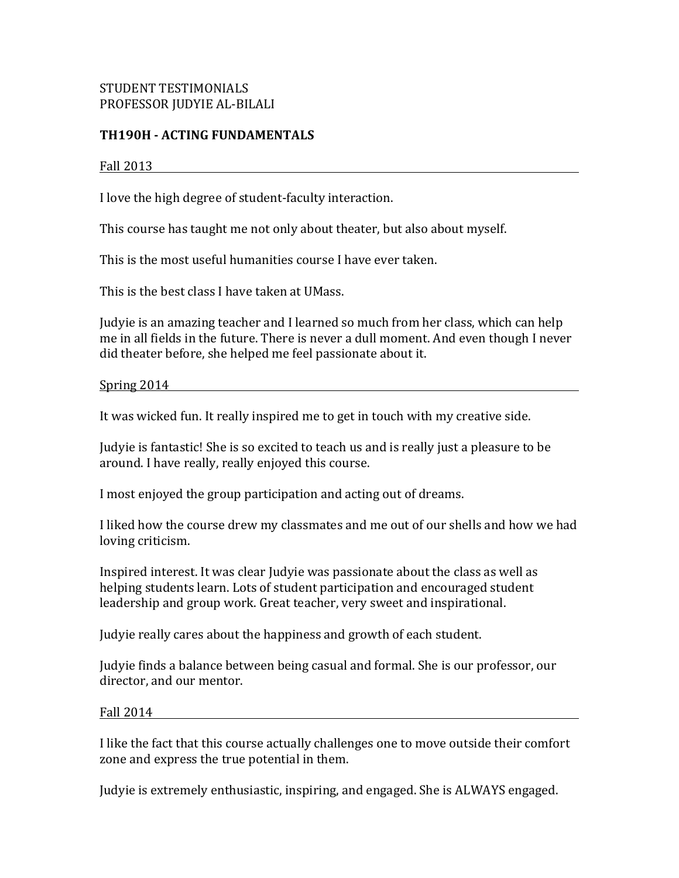STUDENT TESTIMONIALS
PROFESSOR JUDYIE AL-BILALI

## TH190H - ACTING FUNDAMENTALS

Fall 2013

I love the high degree of student-faculty interaction.

This course has taught me not only about theater, but also about myself.

This is the most useful humanities course I have ever taken.

This is the best class I have taken at UMass.

Judyie is an amazing teacher and I learned so much from her class, which can help me in all fields in the future. There is never a dull moment. And even though I never did theater before, she helped me feel passionate about it.

Spring 2014

It was wicked fun. It really inspired me to get in touch with my creative side.

Judyie is fantastic! She is so excited to teach us and is really just a pleasure to be around. I have really, really enjoyed this course.

I most enjoyed the group participation and acting out of dreams.

I liked how the course drew my classmates and me out of our shells and how we had loving criticism.

Inspired interest. It was clear Judyie was passionate about the class as well as helping students learn. Lots of student participation and encouraged student leadership and group work. Great teacher, very sweet and inspirational.

Judyie really cares about the happiness and growth of each student.

Judyie finds a balance between being casual and formal. She is our professor, our director, and our mentor.

Fall 2014

I like the fact that this course actually challenges one to move outside their comfort zone and express the true potential in them.

Judyie is extremely enthusiastic, inspiring, and engaged. She is ALWAYS engaged.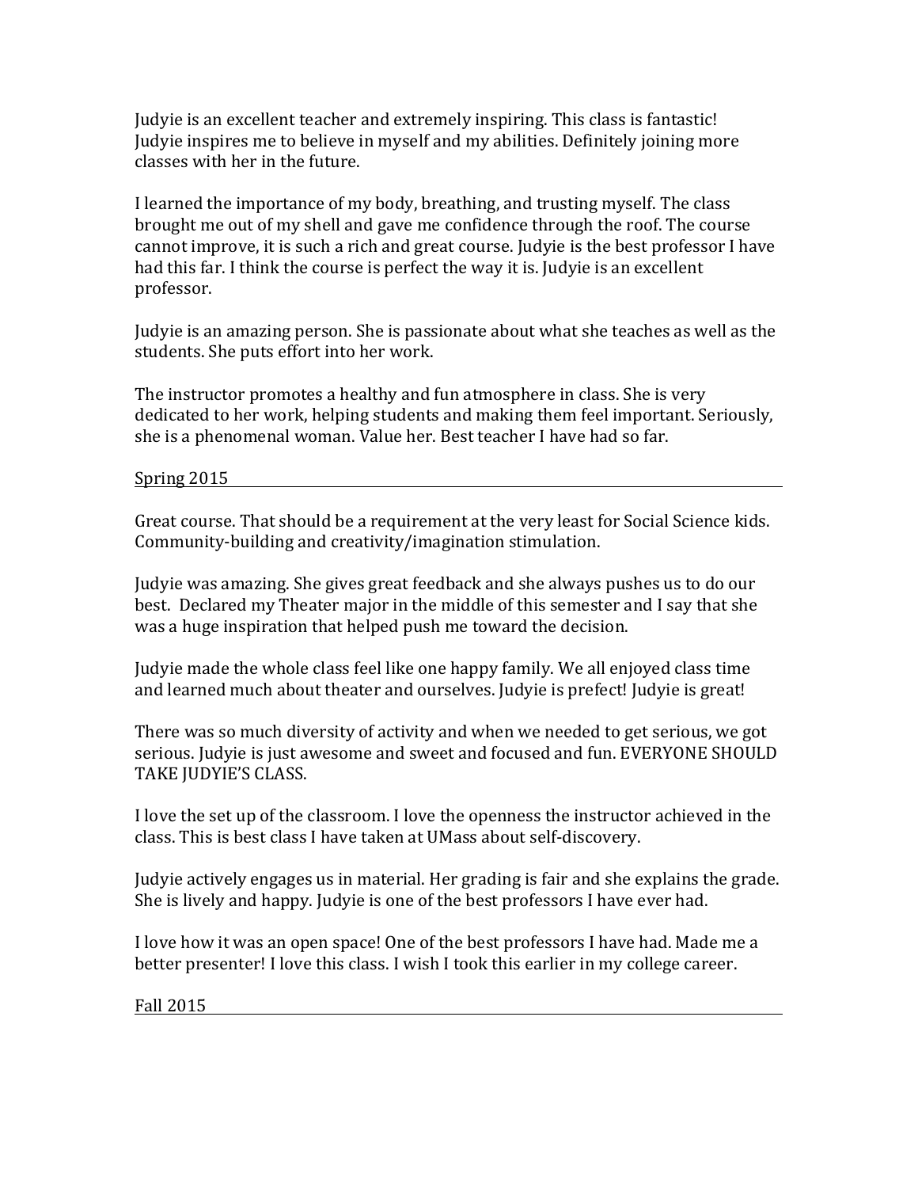Judyie is an excellent teacher and extremely inspiring. This class is fantastic! Judyie inspires me to believe in myself and my abilities. Definitely joining more classes with her in the future.

I learned the importance of my body, breathing, and trusting myself. The class brought me out of my shell and gave me confidence through the roof. The course cannot improve, it is such a rich and great course. Judyie is the best professor I have had this far. I think the course is perfect the way it is. Judyie is an excellent professor.

Judyie is an amazing person. She is passionate about what she teaches as well as the students. She puts effort into her work.

The instructor promotes a healthy and fun atmosphere in class. She is very dedicated to her work, helping students and making them feel important. Seriously, she is a phenomenal woman. Value her. Best teacher I have had so far.

Spring 2015

---

Great course. That should be a requirement at the very least for Social Science kids. Community-building and creativity/imagination stimulation.

Judyie was amazing. She gives great feedback and she always pushes us to do our best. Declared my Theater major in the middle of this semester and I say that she was a huge inspiration that helped push me toward the decision.

Judyie made the whole class feel like one happy family. We all enjoyed class time and learned much about theater and ourselves. Judyie is prefect! Judyie is great!

There was so much diversity of activity and when we needed to get serious, we got serious. Judyie is just awesome and sweet and focused and fun. EVERYONE SHOULD TAKE JUDYIE'S CLASS.

I love the set up of the classroom. I love the openness the instructor achieved in the class. This is best class I have taken at UMass about self-discovery.

Judyie actively engages us in material. Her grading is fair and she explains the grade. She is lively and happy. Judyie is one of the best professors I have ever had.

I love how it was an open space! One of the best professors I have had. Made me a better presenter! I love this class. I wish I took this earlier in my college career.

Fall 2015

---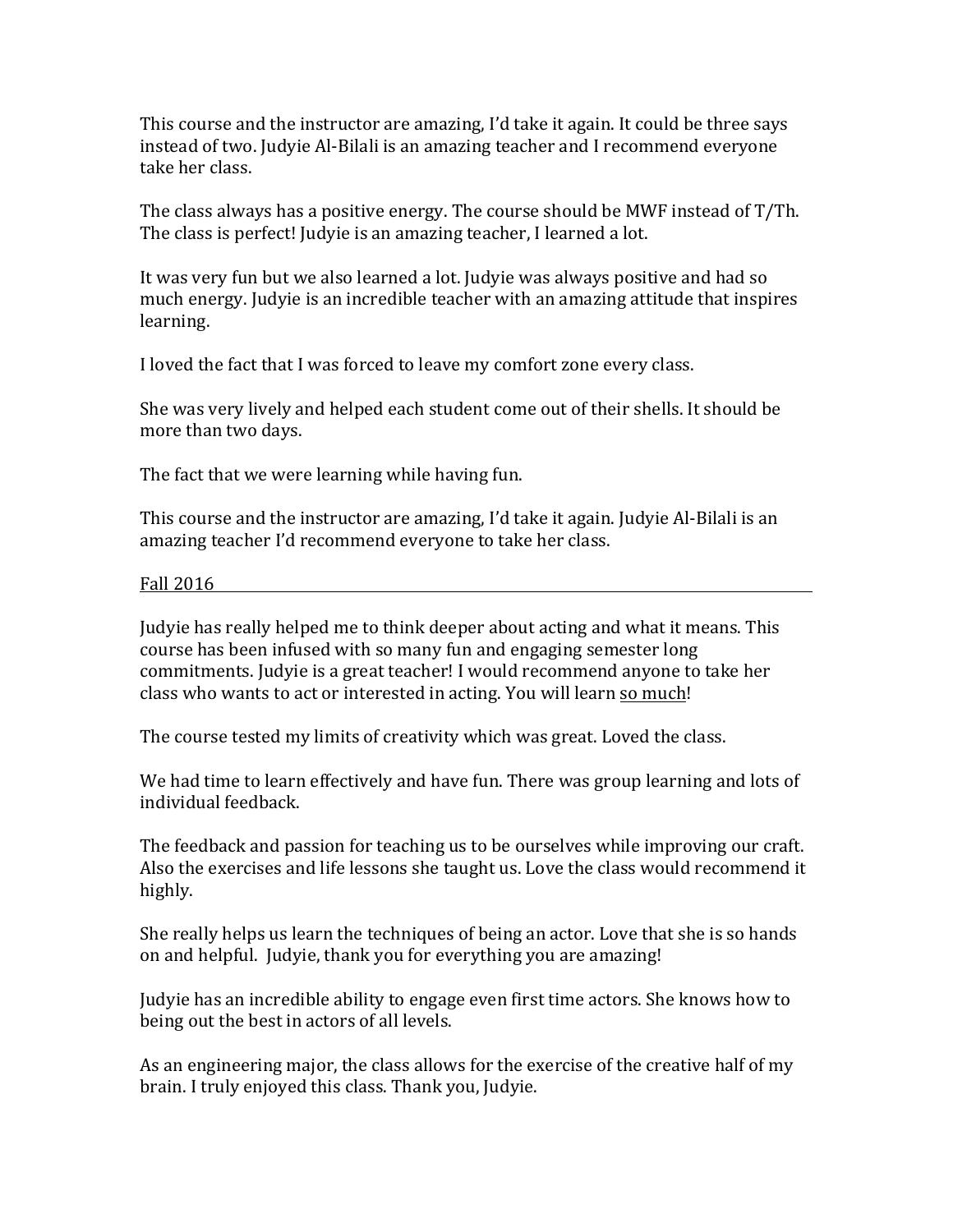This course and the instructor are amazing, I'd take it again. It could be three says instead of two. Judyie Al-Bilali is an amazing teacher and I recommend everyone take her class.

The class always has a positive energy. The course should be MWF instead of T/Th. The class is perfect! Judyie is an amazing teacher, I learned a lot.

It was very fun but we also learned a lot. Judyie was always positive and had so much energy. Judyie is an incredible teacher with an amazing attitude that inspires learning.

I loved the fact that I was forced to leave my comfort zone every class.

She was very lively and helped each student come out of their shells. It should be more than two days.

The fact that we were learning while having fun.

This course and the instructor are amazing, I'd take it again. Judyie Al-Bilali is an amazing teacher I'd recommend everyone to take her class.

Fall 2016

---

Judyie has really helped me to think deeper about acting and what it means. This course has been infused with so many fun and engaging semester long commitments. Judyie is a great teacher! I would recommend anyone to take her class who wants to act or interested in acting. You will learn so much!

The course tested my limits of creativity which was great. Loved the class.

We had time to learn effectively and have fun. There was group learning and lots of individual feedback.

The feedback and passion for teaching us to be ourselves while improving our craft. Also the exercises and life lessons she taught us. Love the class would recommend it highly.

She really helps us learn the techniques of being an actor. Love that she is so hands on and helpful. Judyie, thank you for everything you are amazing!

Judyie has an incredible ability to engage even first time actors. She knows how to being out the best in actors of all levels.

As an engineering major, the class allows for the exercise of the creative half of my brain. I truly enjoyed this class. Thank you, Judyie.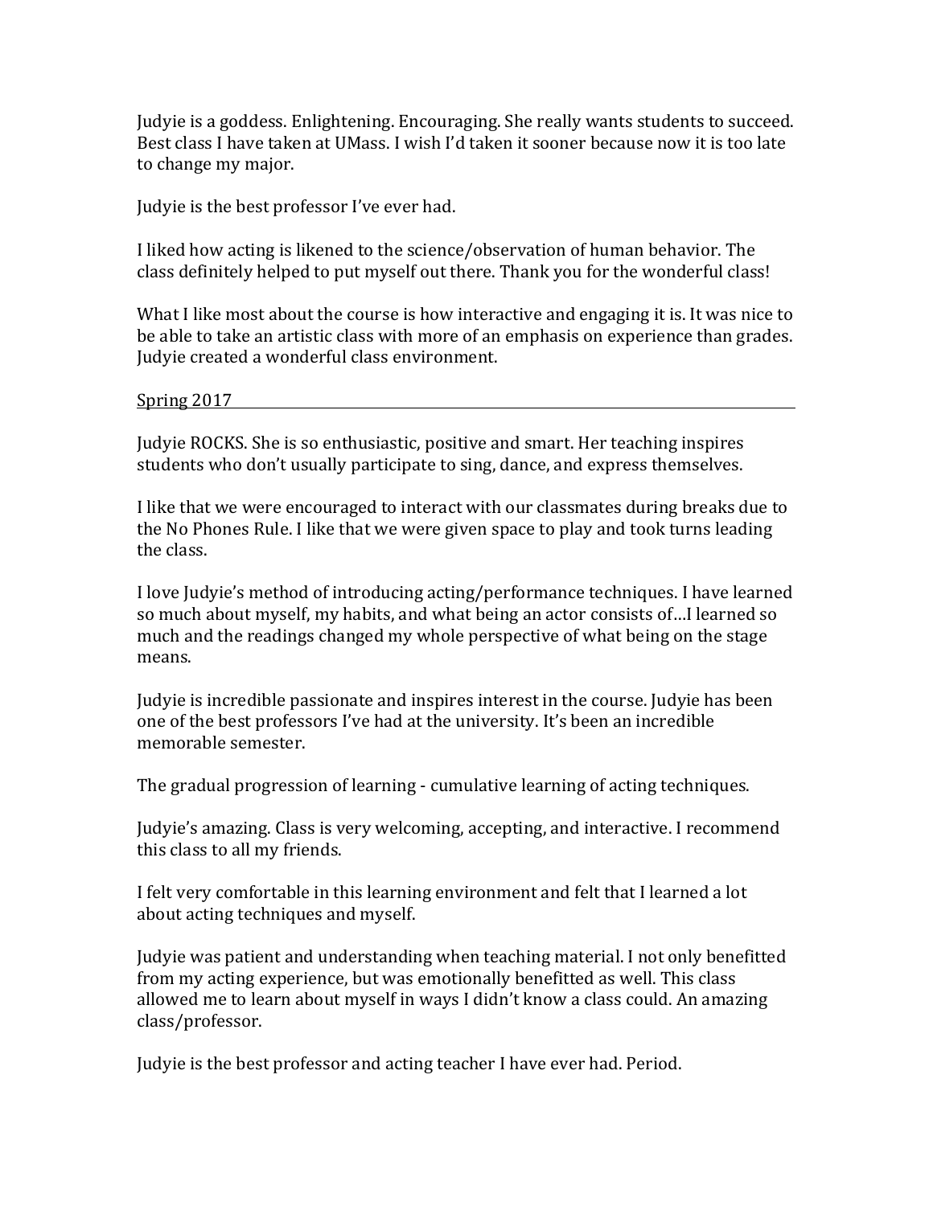Judyie is a goddess. Enlightening. Encouraging. She really wants students to succeed. Best class I have taken at UMass. I wish I'd taken it sooner because now it is too late to change my major.

Judyie is the best professor I've ever had.

I liked how acting is likened to the science/observation of human behavior. The class definitely helped to put myself out there. Thank you for the wonderful class!

What I like most about the course is how interactive and engaging it is. It was nice to be able to take an artistic class with more of an emphasis on experience than grades. Judyie created a wonderful class environment.

Spring 2017

---

Judyie ROCKS. She is so enthusiastic, positive and smart. Her teaching inspires students who don't usually participate to sing, dance, and express themselves.

I like that we were encouraged to interact with our classmates during breaks due to the No Phones Rule. I like that we were given space to play and took turns leading the class.

I love Judyie's method of introducing acting/performance techniques. I have learned so much about myself, my habits, and what being an actor consists of…I learned so much and the readings changed my whole perspective of what being on the stage means.

Judyie is incredible passionate and inspires interest in the course. Judyie has been one of the best professors I've had at the university. It's been an incredible memorable semester.

The gradual progression of learning - cumulative learning of acting techniques.

Judyie's amazing. Class is very welcoming, accepting, and interactive. I recommend this class to all my friends.

I felt very comfortable in this learning environment and felt that I learned a lot about acting techniques and myself.

Judyie was patient and understanding when teaching material. I not only benefitted from my acting experience, but was emotionally benefitted as well. This class allowed me to learn about myself in ways I didn't know a class could. An amazing class/professor.

Judyie is the best professor and acting teacher I have ever had. Period.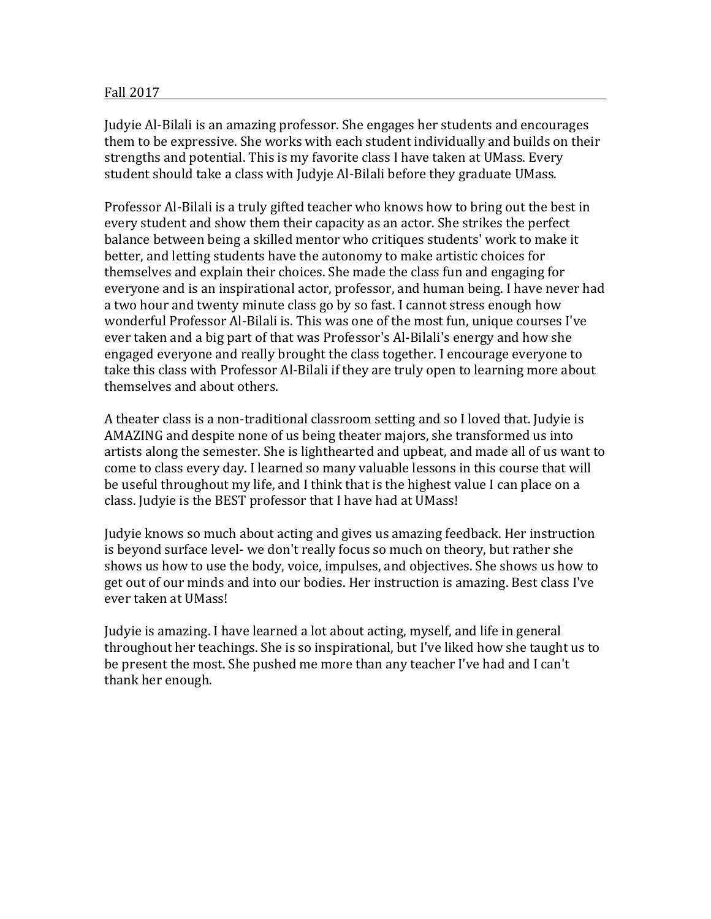Fall 2017

Judyie Al-Bilali is an amazing professor. She engages her students and encourages them to be expressive. She works with each student individually and builds on their strengths and potential. This is my favorite class I have taken at UMass. Every student should take a class with Judyje Al-Bilali before they graduate UMass.

Professor Al-Bilali is a truly gifted teacher who knows how to bring out the best in every student and show them their capacity as an actor. She strikes the perfect balance between being a skilled mentor who critiques students' work to make it better, and letting students have the autonomy to make artistic choices for themselves and explain their choices. She made the class fun and engaging for everyone and is an inspirational actor, professor, and human being. I have never had a two hour and twenty minute class go by so fast. I cannot stress enough how wonderful Professor Al-Bilali is. This was one of the most fun, unique courses I've ever taken and a big part of that was Professor's Al-Bilali's energy and how she engaged everyone and really brought the class together. I encourage everyone to take this class with Professor Al-Bilali if they are truly open to learning more about themselves and about others.

A theater class is a non-traditional classroom setting and so I loved that. Judyie is AMAZING and despite none of us being theater majors, she transformed us into artists along the semester. She is lighthearted and upbeat, and made all of us want to come to class every day. I learned so many valuable lessons in this course that will be useful throughout my life, and I think that is the highest value I can place on a class. Judyie is the BEST professor that I have had at UMass!

Judyie knows so much about acting and gives us amazing feedback. Her instruction is beyond surface level- we don't really focus so much on theory, but rather she shows us how to use the body, voice, impulses, and objectives. She shows us how to get out of our minds and into our bodies. Her instruction is amazing. Best class I've ever taken at UMass!

Judyie is amazing. I have learned a lot about acting, myself, and life in general throughout her teachings. She is so inspirational, but I've liked how she taught us to be present the most. She pushed me more than any teacher I've had and I can't thank her enough.